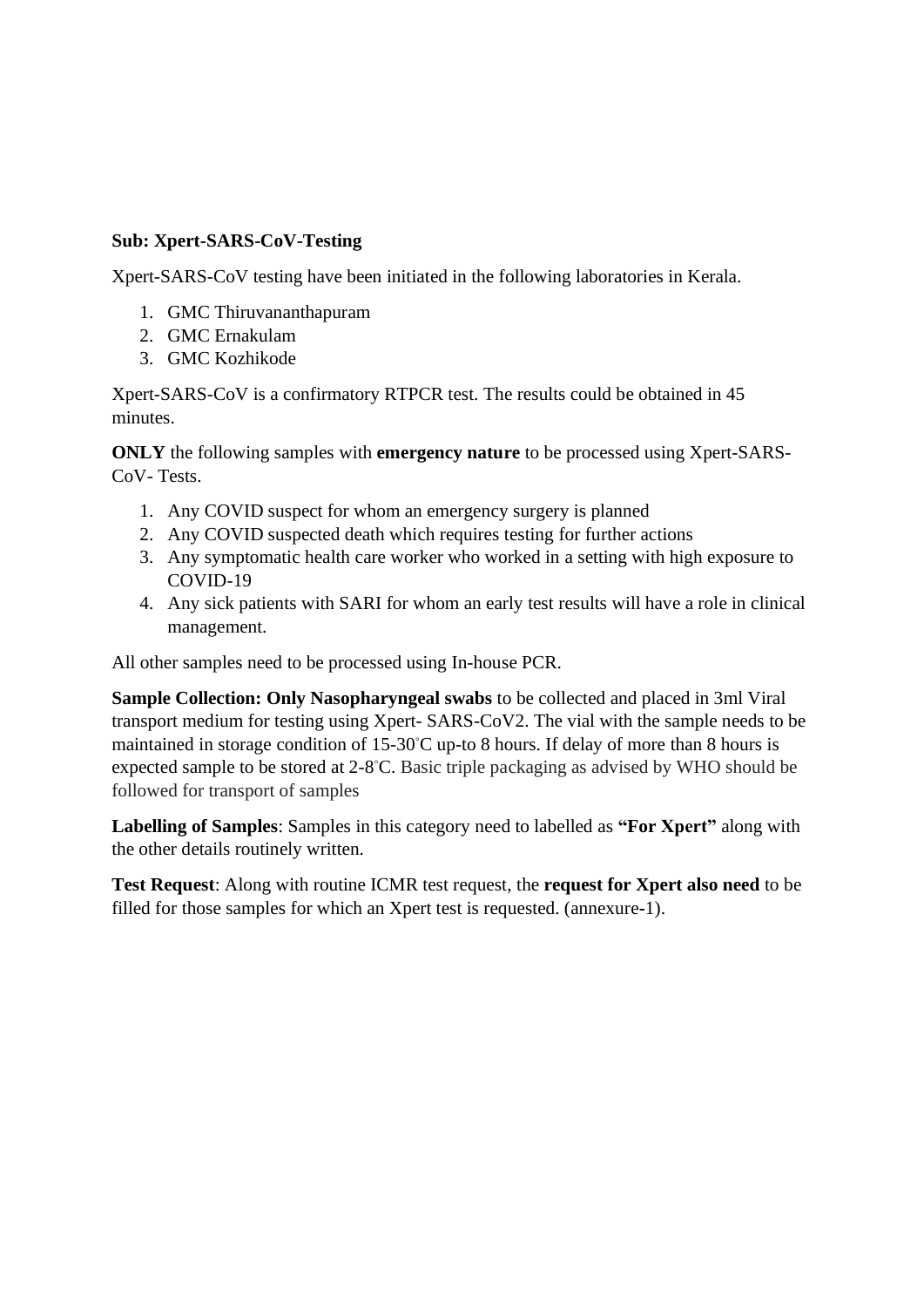**Sub: Xpert-SARS-CoV-Testing**

Xpert-SARS-CoV testing have been initiated in the following laboratories in Kerala.

1. GMC Thiruvananthapuram
2. GMC Ernakulam
3. GMC Kozhikode

Xpert-SARS-CoV is a confirmatory RTPCR test. The results could be obtained in 45 minutes.

**ONLY** the following samples with **emergency nature** to be processed using Xpert-SARS-CoV- Tests.

1. Any COVID suspect for whom an emergency surgery is planned
2. Any COVID suspected death which requires testing for further actions
3. Any symptomatic health care worker who worked in a setting with high exposure to COVID-19
4. Any sick patients with SARI for whom an early test results will have a role in clinical management.

All other samples need to be processed using In-house PCR.

**Sample Collection: Only Nasopharyngeal swabs** to be collected and placed in 3ml Viral transport medium for testing using Xpert- SARS-CoV2. The vial with the sample needs to be maintained in storage condition of 15-30˚C up-to 8 hours. If delay of more than 8 hours is expected sample to be stored at 2-8˚C. Basic triple packaging as advised by WHO should be followed for transport of samples

**Labelling of Samples**: Samples in this category need to labelled as **"For Xpert"** along with the other details routinely written.

**Test Request**: Along with routine ICMR test request, the **request for Xpert also need** to be filled for those samples for which an Xpert test is requested. (annexure-1).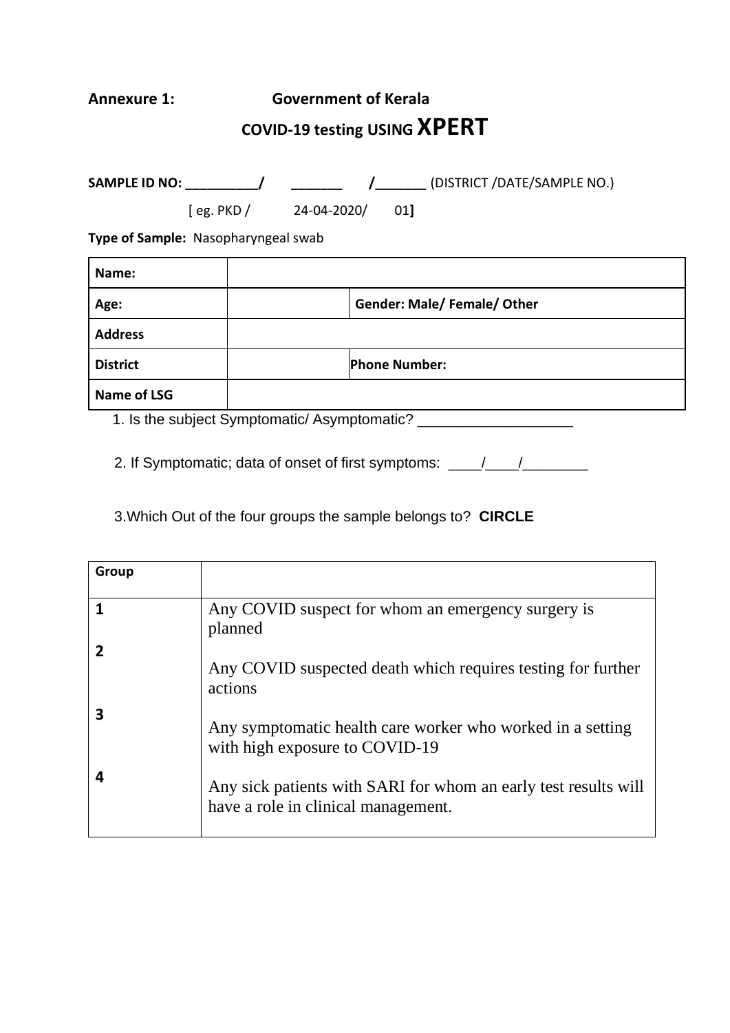**Annexure 1: Government of Kerala**

## COVID-19 testing USING XPERT

**SAMPLE ID NO: ________/ ______ /______** (DISTRICT /DATE/SAMPLE NO.)

[ eg. PKD / 24-04-2020/ 01**]**

**Type of Sample:** Nasopharyngeal swab

| | | |
|---|---|---|
| **Name:** | | |
| **Age:** | | **Gender: Male/ Female/ Other** |
| **Address** | | |
| **District** | | **Phone Number:** |
| **Name of LSG** | | |

1. Is the subject Symptomatic/ Asymptomatic? ___________________

2. If Symptomatic; data of onset of first symptoms: ____/____/________

3.Which Out of the four groups the sample belongs to? **CIRCLE**

| **Group** | |
|---|---|
| **1** | Any COVID suspect for whom an emergency surgery is planned |
| **2** | Any COVID suspected death which requires testing for further actions |
| **3** | Any symptomatic health care worker who worked in a setting with high exposure to COVID-19 |
| **4** | Any sick patients with SARI for whom an early test results will have a role in clinical management. |